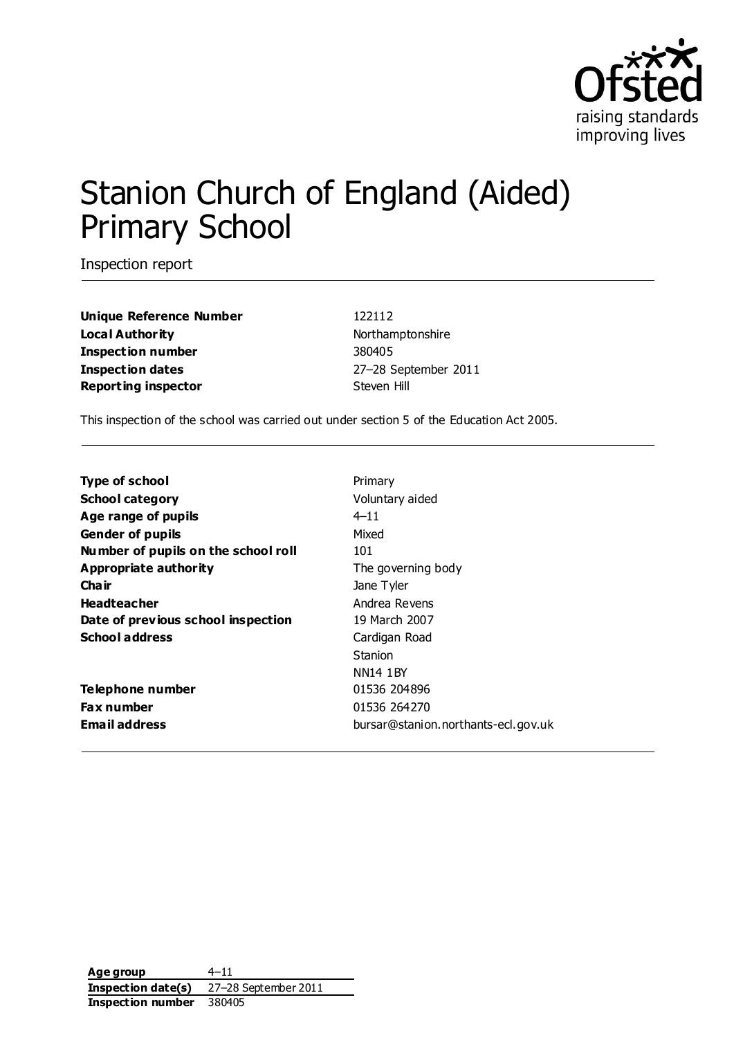# Stanion Church of England (Aided) Primary School

Inspection report

| | |
|---|---|
| **Unique Reference Number** | 122112 |
| **Local Authority** | Northamptonshire |
| **Inspection number** | 380405 |
| **Inspection dates** | 27–28 September 2011 |
| **Reporting inspector** | Steven Hill |

This inspection of the school was carried out under section 5 of the Education Act 2005.

| | |
|---|---|
| **Type of school** | Primary |
| **School category** | Voluntary aided |
| **Age range of pupils** | 4–11 |
| **Gender of pupils** | Mixed |
| **Number of pupils on the school roll** | 101 |
| **Appropriate authority** | The governing body |
| **Chair** | Jane Tyler |
| **Headteacher** | Andrea Revens |
| **Date of previous school inspection** | 19 March 2007 |
| **School address** | Cardigan Road<br>Stanion<br>NN14 1BY |
| **Telephone number** | 01536 204896 |
| **Fax number** | 01536 264270 |
| **Email address** | bursar@stanion.northants-ecl.gov.uk |

| | |
|---|---|
| **Age group** | 4–11 |
| **Inspection date(s)** | 27–28 September 2011 |
| **Inspection number** | 380405 |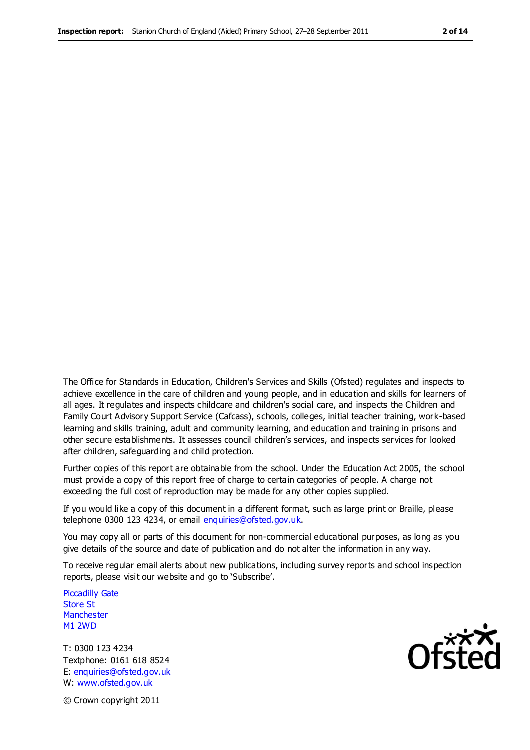The Office for Standards in Education, Children's Services and Skills (Ofsted) regulates and inspects to achieve excellence in the care of children and young people, and in education and skills for learners of all ages. It regulates and inspects childcare and children's social care, and inspects the Children and Family Court Advisory Support Service (Cafcass), schools, colleges, initial teacher training, work-based learning and skills training, adult and community learning, and education and training in prisons and other secure establishments. It assesses council children's services, and inspects services for looked after children, safeguarding and child protection.

Further copies of this report are obtainable from the school. Under the Education Act 2005, the school must provide a copy of this report free of charge to certain categories of people. A charge not exceeding the full cost of reproduction may be made for any other copies supplied.

If you would like a copy of this document in a different format, such as large print or Braille, please telephone 0300 123 4234, or email enquiries@ofsted.gov.uk.

You may copy all or parts of this document for non-commercial educational purposes, as long as you give details of the source and date of publication and do not alter the information in any way.

To receive regular email alerts about new publications, including survey reports and school inspection reports, please visit our website and go to 'Subscribe'.

Piccadilly Gate
Store St
Manchester
M1 2WD

T: 0300 123 4234
Textphone: 0161 618 8524
E: enquiries@ofsted.gov.uk
W: www.ofsted.gov.uk

© Crown copyright 2011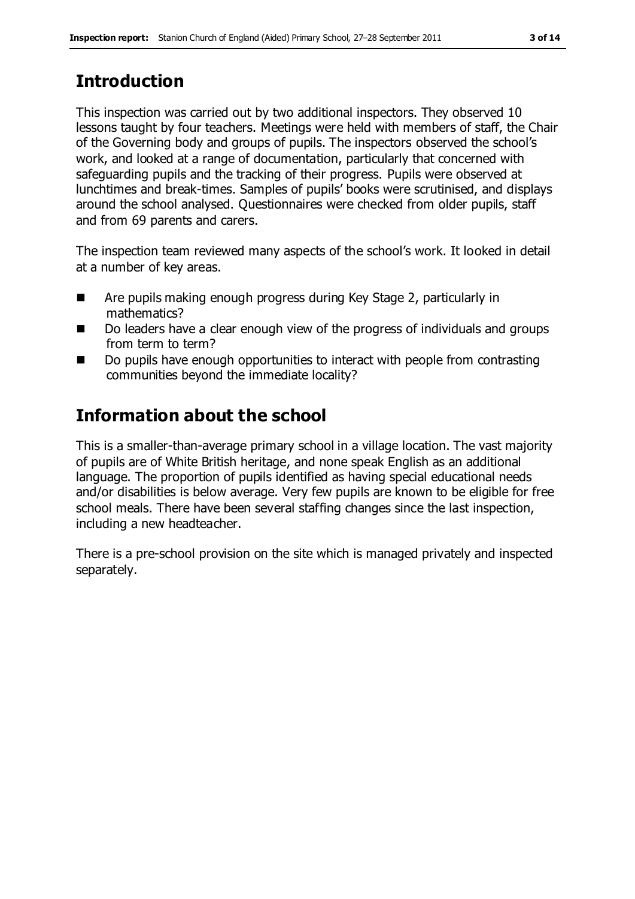## Introduction

This inspection was carried out by two additional inspectors. They observed 10 lessons taught by four teachers. Meetings were held with members of staff, the Chair of the Governing body and groups of pupils. The inspectors observed the school's work, and looked at a range of documentation, particularly that concerned with safeguarding pupils and the tracking of their progress. Pupils were observed at lunchtimes and break-times. Samples of pupils' books were scrutinised, and displays around the school analysed. Questionnaires were checked from older pupils, staff and from 69 parents and carers.

The inspection team reviewed many aspects of the school's work. It looked in detail at a number of key areas.

- Are pupils making enough progress during Key Stage 2, particularly in mathematics?
- Do leaders have a clear enough view of the progress of individuals and groups from term to term?
- Do pupils have enough opportunities to interact with people from contrasting communities beyond the immediate locality?

## Information about the school

This is a smaller-than-average primary school in a village location. The vast majority of pupils are of White British heritage, and none speak English as an additional language. The proportion of pupils identified as having special educational needs and/or disabilities is below average. Very few pupils are known to be eligible for free school meals. There have been several staffing changes since the last inspection, including a new headteacher.

There is a pre-school provision on the site which is managed privately and inspected separately.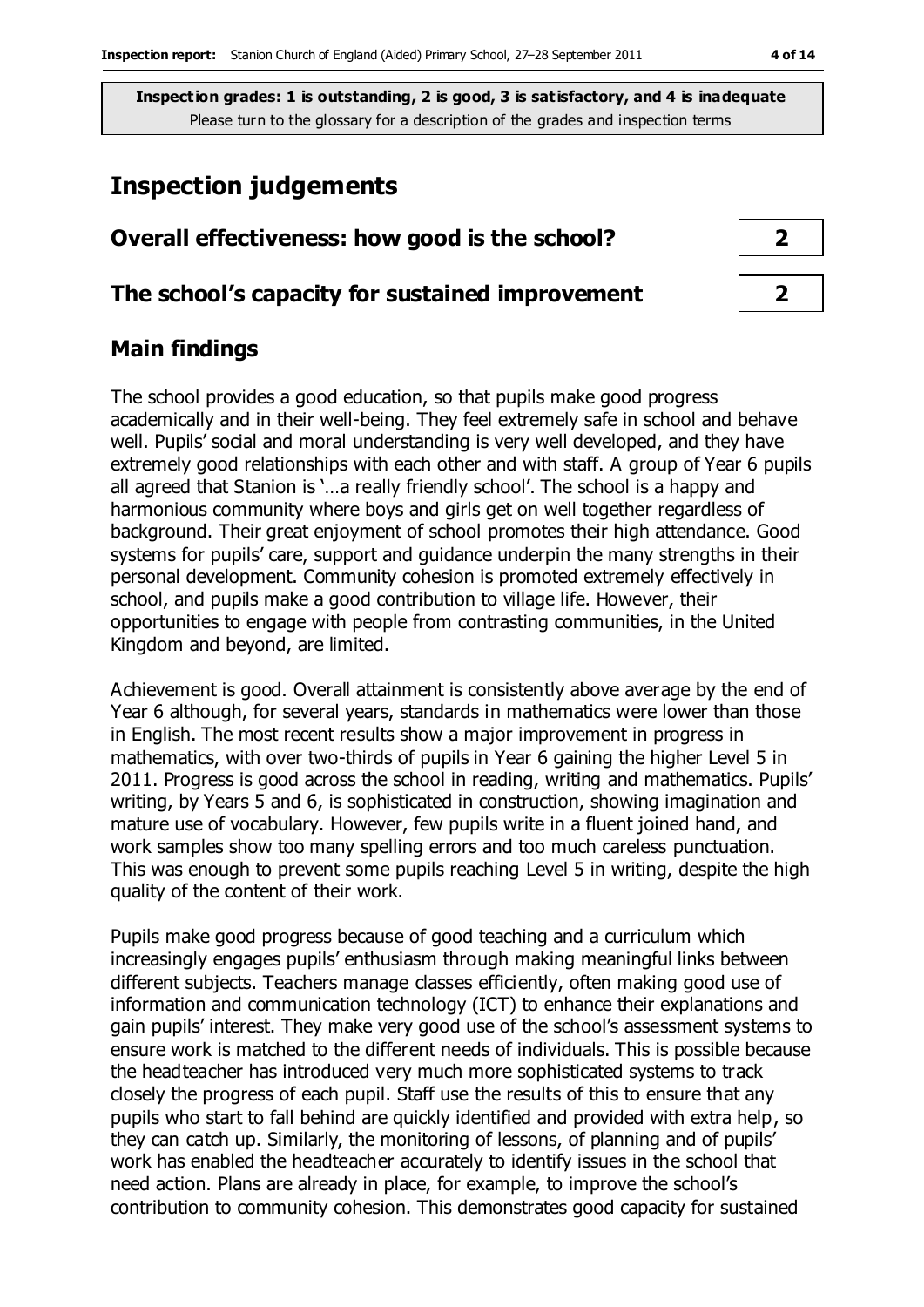**Inspection grades: 1 is outstanding, 2 is good, 3 is satisfactory, and 4 is inadequate**
Please turn to the glossary for a description of the grades and inspection terms

# Inspection judgements

| | |
|---|---|
| **Overall effectiveness: how good is the school?** | **2** |
| **The school's capacity for sustained improvement** | **2** |

## Main findings

The school provides a good education, so that pupils make good progress academically and in their well-being. They feel extremely safe in school and behave well. Pupils' social and moral understanding is very well developed, and they have extremely good relationships with each other and with staff. A group of Year 6 pupils all agreed that Stanion is '…a really friendly school'. The school is a happy and harmonious community where boys and girls get on well together regardless of background. Their great enjoyment of school promotes their high attendance. Good systems for pupils' care, support and guidance underpin the many strengths in their personal development. Community cohesion is promoted extremely effectively in school, and pupils make a good contribution to village life. However, their opportunities to engage with people from contrasting communities, in the United Kingdom and beyond, are limited.

Achievement is good. Overall attainment is consistently above average by the end of Year 6 although, for several years, standards in mathematics were lower than those in English. The most recent results show a major improvement in progress in mathematics, with over two-thirds of pupils in Year 6 gaining the higher Level 5 in 2011. Progress is good across the school in reading, writing and mathematics. Pupils' writing, by Years 5 and 6, is sophisticated in construction, showing imagination and mature use of vocabulary. However, few pupils write in a fluent joined hand, and work samples show too many spelling errors and too much careless punctuation. This was enough to prevent some pupils reaching Level 5 in writing, despite the high quality of the content of their work.

Pupils make good progress because of good teaching and a curriculum which increasingly engages pupils' enthusiasm through making meaningful links between different subjects. Teachers manage classes efficiently, often making good use of information and communication technology (ICT) to enhance their explanations and gain pupils' interest. They make very good use of the school's assessment systems to ensure work is matched to the different needs of individuals. This is possible because the headteacher has introduced very much more sophisticated systems to track closely the progress of each pupil. Staff use the results of this to ensure that any pupils who start to fall behind are quickly identified and provided with extra help, so they can catch up. Similarly, the monitoring of lessons, of planning and of pupils' work has enabled the headteacher accurately to identify issues in the school that need action. Plans are already in place, for example, to improve the school's contribution to community cohesion. This demonstrates good capacity for sustained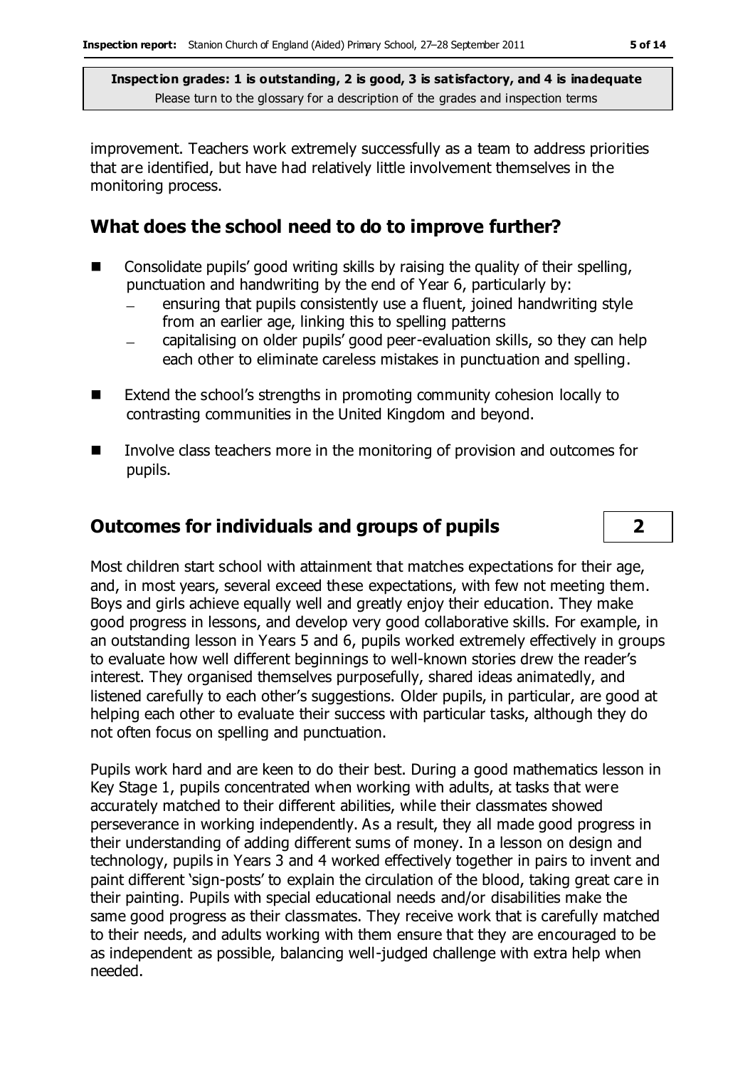improvement. Teachers work extremely successfully as a team to address priorities that are identified, but have had relatively little involvement themselves in the monitoring process.

## What does the school need to do to improve further?

- Consolidate pupils' good writing skills by raising the quality of their spelling, punctuation and handwriting by the end of Year 6, particularly by:
  - ensuring that pupils consistently use a fluent, joined handwriting style from an earlier age, linking this to spelling patterns
  - capitalising on older pupils' good peer-evaluation skills, so they can help each other to eliminate careless mistakes in punctuation and spelling.
- Extend the school's strengths in promoting community cohesion locally to contrasting communities in the United Kingdom and beyond.
- Involve class teachers more in the monitoring of provision and outcomes for pupils.

## Outcomes for individuals and groups of pupils — 2

Most children start school with attainment that matches expectations for their age, and, in most years, several exceed these expectations, with few not meeting them. Boys and girls achieve equally well and greatly enjoy their education. They make good progress in lessons, and develop very good collaborative skills. For example, in an outstanding lesson in Years 5 and 6, pupils worked extremely effectively in groups to evaluate how well different beginnings to well-known stories drew the reader's interest. They organised themselves purposefully, shared ideas animatedly, and listened carefully to each other's suggestions. Older pupils, in particular, are good at helping each other to evaluate their success with particular tasks, although they do not often focus on spelling and punctuation.

Pupils work hard and are keen to do their best. During a good mathematics lesson in Key Stage 1, pupils concentrated when working with adults, at tasks that were accurately matched to their different abilities, while their classmates showed perseverance in working independently. As a result, they all made good progress in their understanding of adding different sums of money. In a lesson on design and technology, pupils in Years 3 and 4 worked effectively together in pairs to invent and paint different 'sign-posts' to explain the circulation of the blood, taking great care in their painting. Pupils with special educational needs and/or disabilities make the same good progress as their classmates. They receive work that is carefully matched to their needs, and adults working with them ensure that they are encouraged to be as independent as possible, balancing well-judged challenge with extra help when needed.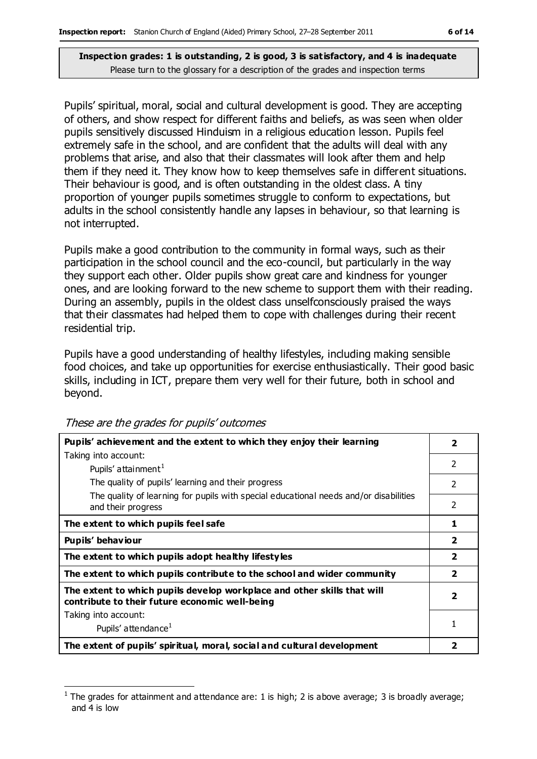**Inspection grades: 1 is outstanding, 2 is good, 3 is satisfactory, and 4 is inadequate**
Please turn to the glossary for a description of the grades and inspection terms

Pupils' spiritual, moral, social and cultural development is good. They are accepting of others, and show respect for different faiths and beliefs, as was seen when older pupils sensitively discussed Hinduism in a religious education lesson. Pupils feel extremely safe in the school, and are confident that the adults will deal with any problems that arise, and also that their classmates will look after them and help them if they need it. They know how to keep themselves safe in different situations. Their behaviour is good, and is often outstanding in the oldest class. A tiny proportion of younger pupils sometimes struggle to conform to expectations, but adults in the school consistently handle any lapses in behaviour, so that learning is not interrupted.

Pupils make a good contribution to the community in formal ways, such as their participation in the school council and the eco-council, but particularly in the way they support each other. Older pupils show great care and kindness for younger ones, and are looking forward to the new scheme to support them with their reading. During an assembly, pupils in the oldest class unselfconsciously praised the ways that their classmates had helped them to cope with challenges during their recent residential trip.

Pupils have a good understanding of healthy lifestyles, including making sensible food choices, and take up opportunities for exercise enthusiastically. Their good basic skills, including in ICT, prepare them very well for their future, both in school and beyond.

*These are the grades for pupils' outcomes*

| | |
|---|---|
| **Pupils' achievement and the extent to which they enjoy their learning** | **2** |
| Taking into account: Pupils' attainment[1] | 2 |
| The quality of pupils' learning and their progress | 2 |
| The quality of learning for pupils with special educational needs and/or disabilities and their progress | 2 |
| **The extent to which pupils feel safe** | **1** |
| **Pupils' behaviour** | **2** |
| **The extent to which pupils adopt healthy lifestyles** | **2** |
| **The extent to which pupils contribute to the school and wider community** | **2** |
| **The extent to which pupils develop workplace and other skills that will contribute to their future economic well-being** | **2** |
| Taking into account: Pupils' attendance[1] | 1 |
| **The extent of pupils' spiritual, moral, social and cultural development** | **2** |

[1] The grades for attainment and attendance are: 1 is high; 2 is above average; 3 is broadly average; and 4 is low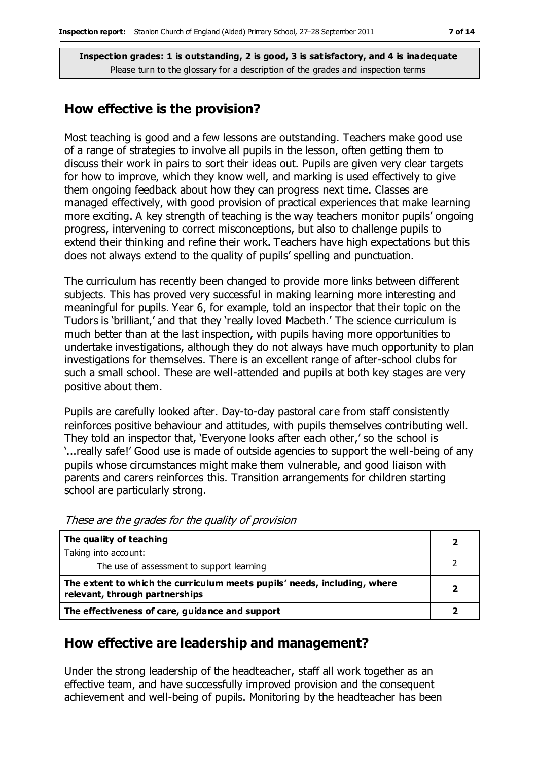**Inspection grades: 1 is outstanding, 2 is good, 3 is satisfactory, and 4 is inadequate**
Please turn to the glossary for a description of the grades and inspection terms

## How effective is the provision?

Most teaching is good and a few lessons are outstanding. Teachers make good use of a range of strategies to involve all pupils in the lesson, often getting them to discuss their work in pairs to sort their ideas out. Pupils are given very clear targets for how to improve, which they know well, and marking is used effectively to give them ongoing feedback about how they can progress next time. Classes are managed effectively, with good provision of practical experiences that make learning more exciting. A key strength of teaching is the way teachers monitor pupils' ongoing progress, intervening to correct misconceptions, but also to challenge pupils to extend their thinking and refine their work. Teachers have high expectations but this does not always extend to the quality of pupils' spelling and punctuation.

The curriculum has recently been changed to provide more links between different subjects. This has proved very successful in making learning more interesting and meaningful for pupils. Year 6, for example, told an inspector that their topic on the Tudors is 'brilliant,' and that they 'really loved Macbeth.' The science curriculum is much better than at the last inspection, with pupils having more opportunities to undertake investigations, although they do not always have much opportunity to plan investigations for themselves. There is an excellent range of after-school clubs for such a small school. These are well-attended and pupils at both key stages are very positive about them.

Pupils are carefully looked after. Day-to-day pastoral care from staff consistently reinforces positive behaviour and attitudes, with pupils themselves contributing well. They told an inspector that, 'Everyone looks after each other,' so the school is '...really safe!' Good use is made of outside agencies to support the well-being of any pupils whose circumstances might make them vulnerable, and good liaison with parents and carers reinforces this. Transition arrangements for children starting school are particularly strong.

*These are the grades for the quality of provision*

| | |
|---|---|
| **The quality of teaching** | **2** |
| Taking into account: The use of assessment to support learning | 2 |
| **The extent to which the curriculum meets pupils' needs, including, where relevant, through partnerships** | **2** |
| **The effectiveness of care, guidance and support** | **2** |

## How effective are leadership and management?

Under the strong leadership of the headteacher, staff all work together as an effective team, and have successfully improved provision and the consequent achievement and well-being of pupils. Monitoring by the headteacher has been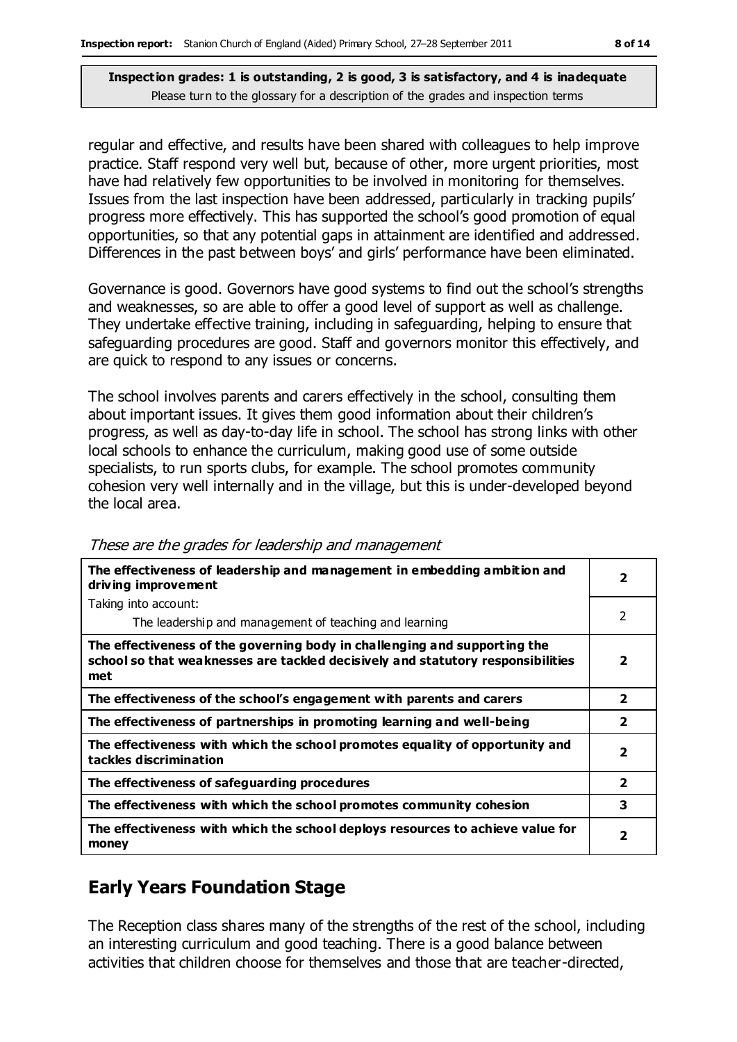**Inspection grades: 1 is outstanding, 2 is good, 3 is satisfactory, and 4 is inadequate**
Please turn to the glossary for a description of the grades and inspection terms

regular and effective, and results have been shared with colleagues to help improve practice. Staff respond very well but, because of other, more urgent priorities, most have had relatively few opportunities to be involved in monitoring for themselves. Issues from the last inspection have been addressed, particularly in tracking pupils' progress more effectively. This has supported the school's good promotion of equal opportunities, so that any potential gaps in attainment are identified and addressed. Differences in the past between boys' and girls' performance have been eliminated.

Governance is good. Governors have good systems to find out the school's strengths and weaknesses, so are able to offer a good level of support as well as challenge. They undertake effective training, including in safeguarding, helping to ensure that safeguarding procedures are good. Staff and governors monitor this effectively, and are quick to respond to any issues or concerns.

The school involves parents and carers effectively in the school, consulting them about important issues. It gives them good information about their children's progress, as well as day-to-day life in school. The school has strong links with other local schools to enhance the curriculum, making good use of some outside specialists, to run sports clubs, for example. The school promotes community cohesion very well internally and in the village, but this is under-developed beyond the local area.

*These are the grades for leadership and management*

| | |
|---|---|
| **The effectiveness of leadership and management in embedding ambition and driving improvement** | **2** |
| Taking into account:<br>The leadership and management of teaching and learning | 2 |
| **The effectiveness of the governing body in challenging and supporting the school so that weaknesses are tackled decisively and statutory responsibilities met** | **2** |
| **The effectiveness of the school's engagement with parents and carers** | **2** |
| **The effectiveness of partnerships in promoting learning and well-being** | **2** |
| **The effectiveness with which the school promotes equality of opportunity and tackles discrimination** | **2** |
| **The effectiveness of safeguarding procedures** | **2** |
| **The effectiveness with which the school promotes community cohesion** | **3** |
| **The effectiveness with which the school deploys resources to achieve value for money** | **2** |

## Early Years Foundation Stage

The Reception class shares many of the strengths of the rest of the school, including an interesting curriculum and good teaching. There is a good balance between activities that children choose for themselves and those that are teacher-directed,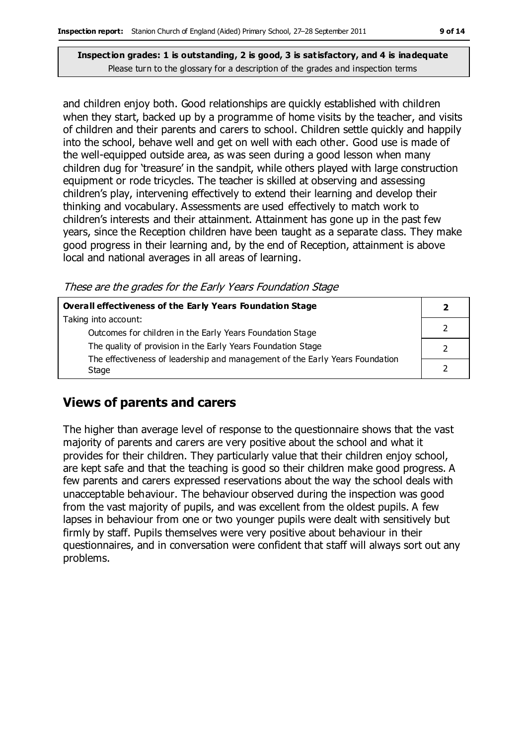**Inspection grades: 1 is outstanding, 2 is good, 3 is satisfactory, and 4 is inadequate**
Please turn to the glossary for a description of the grades and inspection terms

and children enjoy both. Good relationships are quickly established with children when they start, backed up by a programme of home visits by the teacher, and visits of children and their parents and carers to school. Children settle quickly and happily into the school, behave well and get on well with each other. Good use is made of the well-equipped outside area, as was seen during a good lesson when many children dug for 'treasure' in the sandpit, while others played with large construction equipment or rode tricycles. The teacher is skilled at observing and assessing children's play, intervening effectively to extend their learning and develop their thinking and vocabulary. Assessments are used effectively to match work to children's interests and their attainment. Attainment has gone up in the past few years, since the Reception children have been taught as a separate class. They make good progress in their learning and, by the end of Reception, attainment is above local and national averages in all areas of learning.

*These are the grades for the Early Years Foundation Stage*

| **Overall effectiveness of the Early Years Foundation Stage** | **2** |
|---|---|
| Taking into account: | |
| Outcomes for children in the Early Years Foundation Stage | 2 |
| The quality of provision in the Early Years Foundation Stage | 2 |
| The effectiveness of leadership and management of the Early Years Foundation Stage | 2 |

## Views of parents and carers

The higher than average level of response to the questionnaire shows that the vast majority of parents and carers are very positive about the school and what it provides for their children. They particularly value that their children enjoy school, are kept safe and that the teaching is good so their children make good progress. A few parents and carers expressed reservations about the way the school deals with unacceptable behaviour. The behaviour observed during the inspection was good from the vast majority of pupils, and was excellent from the oldest pupils. A few lapses in behaviour from one or two younger pupils were dealt with sensitively but firmly by staff. Pupils themselves were very positive about behaviour in their questionnaires, and in conversation were confident that staff will always sort out any problems.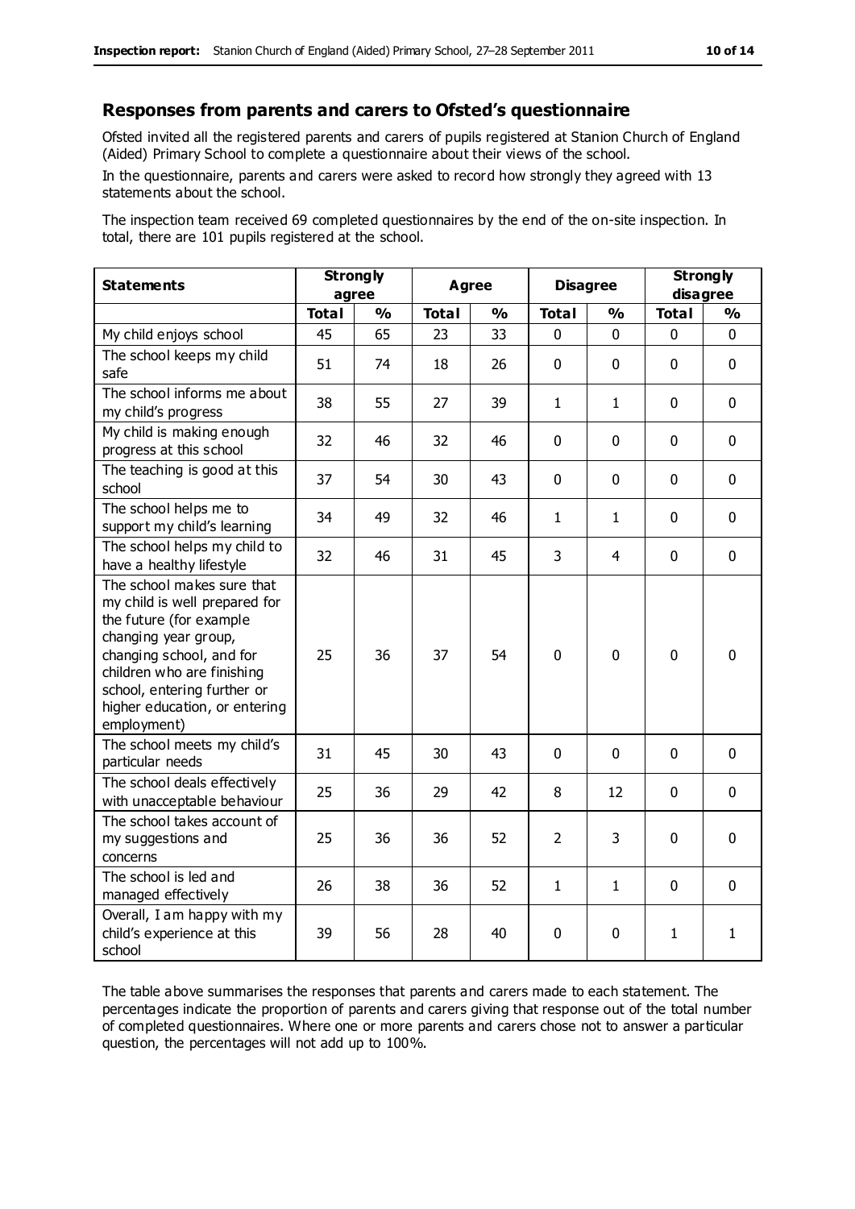## Responses from parents and carers to Ofsted's questionnaire

Ofsted invited all the registered parents and carers of pupils registered at Stanion Church of England (Aided) Primary School to complete a questionnaire about their views of the school.

In the questionnaire, parents and carers were asked to record how strongly they agreed with 13 statements about the school.

The inspection team received 69 completed questionnaires by the end of the on-site inspection. In total, there are 101 pupils registered at the school.

| Statements | Strongly agree | | Agree | | Disagree | | Strongly disagree | |
|---|---|---|---|---|---|---|---|---|
| | Total | % | Total | % | Total | % | Total | % |
| My child enjoys school | 45 | 65 | 23 | 33 | 0 | 0 | 0 | 0 |
| The school keeps my child safe | 51 | 74 | 18 | 26 | 0 | 0 | 0 | 0 |
| The school informs me about my child's progress | 38 | 55 | 27 | 39 | 1 | 1 | 0 | 0 |
| My child is making enough progress at this school | 32 | 46 | 32 | 46 | 0 | 0 | 0 | 0 |
| The teaching is good at this school | 37 | 54 | 30 | 43 | 0 | 0 | 0 | 0 |
| The school helps me to support my child's learning | 34 | 49 | 32 | 46 | 1 | 1 | 0 | 0 |
| The school helps my child to have a healthy lifestyle | 32 | 46 | 31 | 45 | 3 | 4 | 0 | 0 |
| The school makes sure that my child is well prepared for the future (for example changing year group, changing school, and for children who are finishing school, entering further or higher education, or entering employment) | 25 | 36 | 37 | 54 | 0 | 0 | 0 | 0 |
| The school meets my child's particular needs | 31 | 45 | 30 | 43 | 0 | 0 | 0 | 0 |
| The school deals effectively with unacceptable behaviour | 25 | 36 | 29 | 42 | 8 | 12 | 0 | 0 |
| The school takes account of my suggestions and concerns | 25 | 36 | 36 | 52 | 2 | 3 | 0 | 0 |
| The school is led and managed effectively | 26 | 38 | 36 | 52 | 1 | 1 | 0 | 0 |
| Overall, I am happy with my child's experience at this school | 39 | 56 | 28 | 40 | 0 | 0 | 1 | 1 |

The table above summarises the responses that parents and carers made to each statement. The percentages indicate the proportion of parents and carers giving that response out of the total number of completed questionnaires. Where one or more parents and carers chose not to answer a particular question, the percentages will not add up to 100%.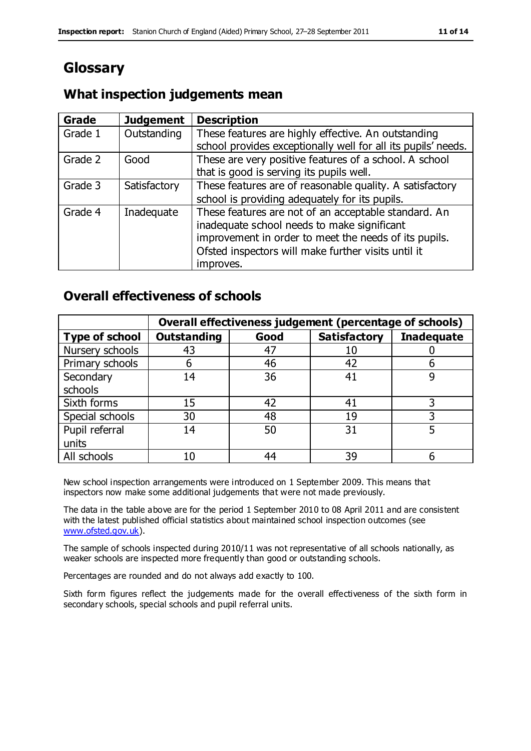# Glossary

## What inspection judgements mean

| Grade | Judgement | Description |
|---|---|---|
| Grade 1 | Outstanding | These features are highly effective. An outstanding school provides exceptionally well for all its pupils' needs. |
| Grade 2 | Good | These are very positive features of a school. A school that is good is serving its pupils well. |
| Grade 3 | Satisfactory | These features are of reasonable quality. A satisfactory school is providing adequately for its pupils. |
| Grade 4 | Inadequate | These features are not of an acceptable standard. An inadequate school needs to make significant improvement in order to meet the needs of its pupils. Ofsted inspectors will make further visits until it improves. |

## Overall effectiveness of schools

| | Overall effectiveness judgement (percentage of schools) | | | |
|---|---|---|---|---|
| **Type of school** | **Outstanding** | **Good** | **Satisfactory** | **Inadequate** |
| Nursery schools | 43 | 47 | 10 | 0 |
| Primary schools | 6 | 46 | 42 | 6 |
| Secondary schools | 14 | 36 | 41 | 9 |
| Sixth forms | 15 | 42 | 41 | 3 |
| Special schools | 30 | 48 | 19 | 3 |
| Pupil referral units | 14 | 50 | 31 | 5 |
| All schools | 10 | 44 | 39 | 6 |

New school inspection arrangements were introduced on 1 September 2009. This means that inspectors now make some additional judgements that were not made previously.

The data in the table above are for the period 1 September 2010 to 08 April 2011 and are consistent with the latest published official statistics about maintained school inspection outcomes (see www.ofsted.gov.uk).

The sample of schools inspected during 2010/11 was not representative of all schools nationally, as weaker schools are inspected more frequently than good or outstanding schools.

Percentages are rounded and do not always add exactly to 100.

Sixth form figures reflect the judgements made for the overall effectiveness of the sixth form in secondary schools, special schools and pupil referral units.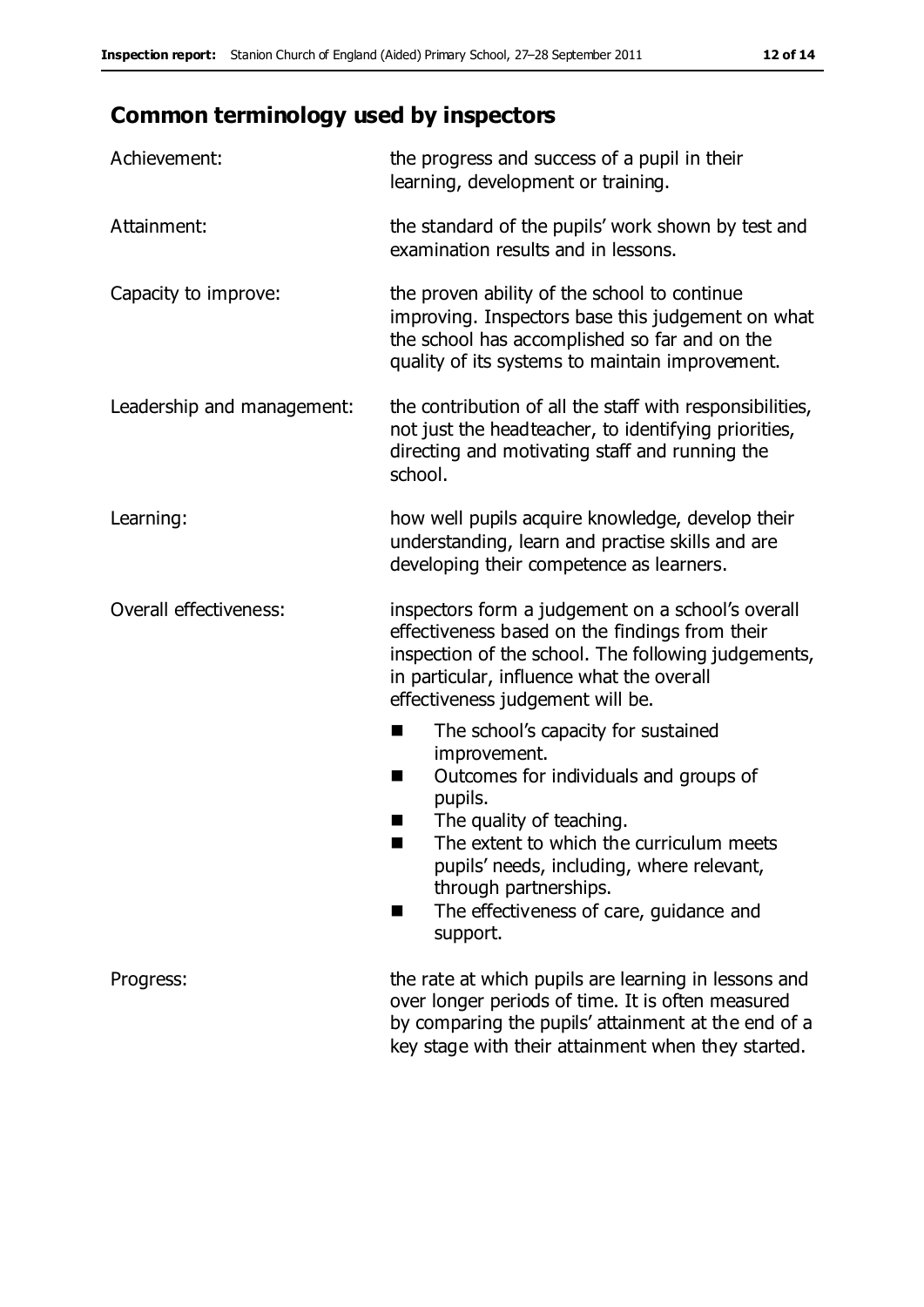## Common terminology used by inspectors

| | |
|---|---|
| Achievement: | the progress and success of a pupil in their learning, development or training. |
| Attainment: | the standard of the pupils' work shown by test and examination results and in lessons. |
| Capacity to improve: | the proven ability of the school to continue improving. Inspectors base this judgement on what the school has accomplished so far and on the quality of its systems to maintain improvement. |
| Leadership and management: | the contribution of all the staff with responsibilities, not just the headteacher, to identifying priorities, directing and motivating staff and running the school. |
| Learning: | how well pupils acquire knowledge, develop their understanding, learn and practise skills and are developing their competence as learners. |
| Overall effectiveness: | inspectors form a judgement on a school's overall effectiveness based on the findings from their inspection of the school. The following judgements, in particular, influence what the overall effectiveness judgement will be.<br>■ The school's capacity for sustained improvement.<br>■ Outcomes for individuals and groups of pupils.<br>■ The quality of teaching.<br>■ The extent to which the curriculum meets pupils' needs, including, where relevant, through partnerships.<br>■ The effectiveness of care, guidance and support. |
| Progress: | the rate at which pupils are learning in lessons and over longer periods of time. It is often measured by comparing the pupils' attainment at the end of a key stage with their attainment when they started. |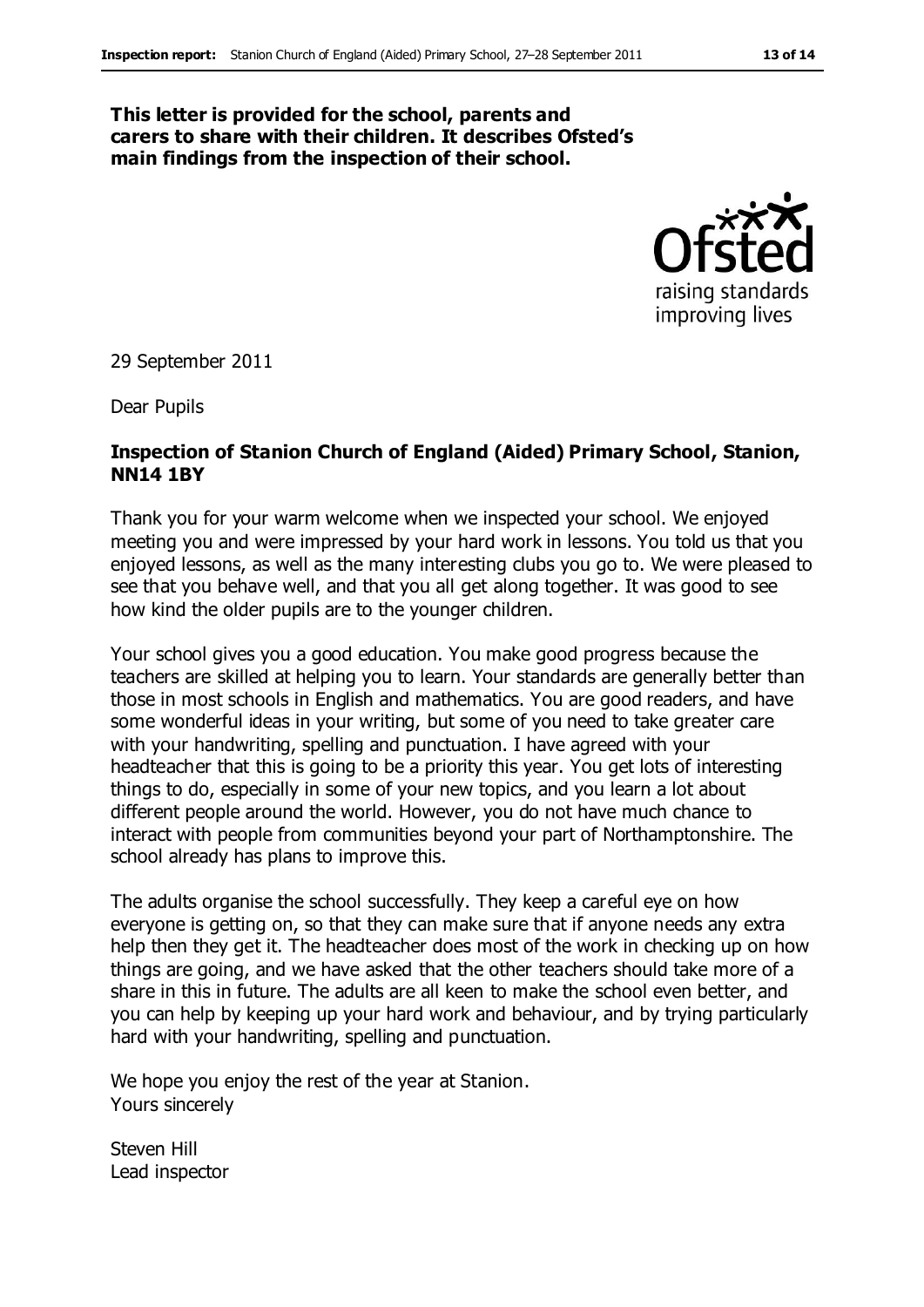**This letter is provided for the school, parents and carers to share with their children. It describes Ofsted's main findings from the inspection of their school.**

29 September 2011

Dear Pupils

**Inspection of Stanion Church of England (Aided) Primary School, Stanion, NN14 1BY**

Thank you for your warm welcome when we inspected your school. We enjoyed meeting you and were impressed by your hard work in lessons. You told us that you enjoyed lessons, as well as the many interesting clubs you go to. We were pleased to see that you behave well, and that you all get along together. It was good to see how kind the older pupils are to the younger children.

Your school gives you a good education. You make good progress because the teachers are skilled at helping you to learn. Your standards are generally better than those in most schools in English and mathematics. You are good readers, and have some wonderful ideas in your writing, but some of you need to take greater care with your handwriting, spelling and punctuation. I have agreed with your headteacher that this is going to be a priority this year. You get lots of interesting things to do, especially in some of your new topics, and you learn a lot about different people around the world. However, you do not have much chance to interact with people from communities beyond your part of Northamptonshire. The school already has plans to improve this.

The adults organise the school successfully. They keep a careful eye on how everyone is getting on, so that they can make sure that if anyone needs any extra help then they get it. The headteacher does most of the work in checking up on how things are going, and we have asked that the other teachers should take more of a share in this in future. The adults are all keen to make the school even better, and you can help by keeping up your hard work and behaviour, and by trying particularly hard with your handwriting, spelling and punctuation.

We hope you enjoy the rest of the year at Stanion.
Yours sincerely

Steven Hill
Lead inspector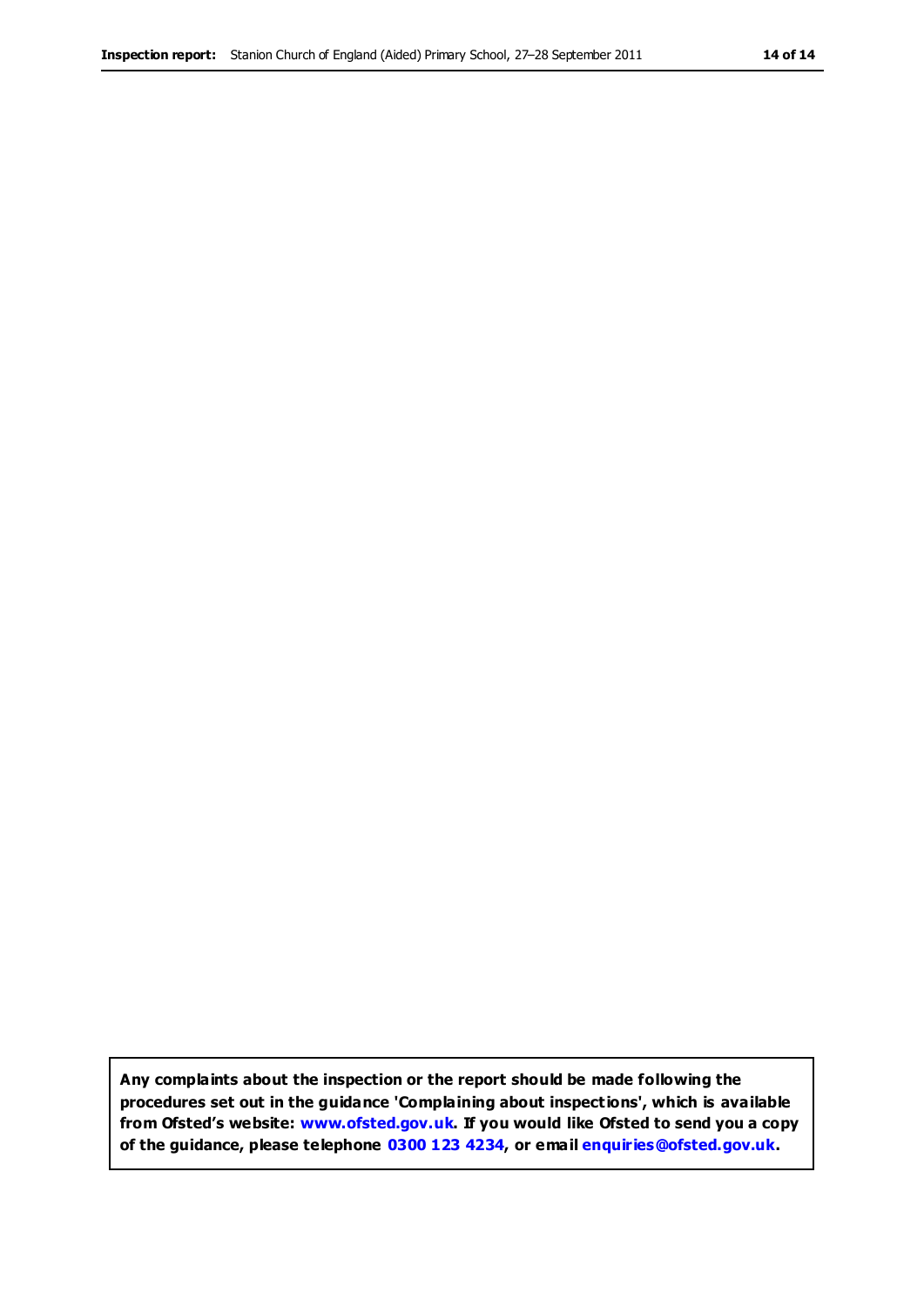**Any complaints about the inspection or the report should be made following the procedures set out in the guidance 'Complaining about inspections', which is available from Ofsted's website: www.ofsted.gov.uk. If you would like Ofsted to send you a copy of the guidance, please telephone 0300 123 4234, or email enquiries@ofsted.gov.uk.**